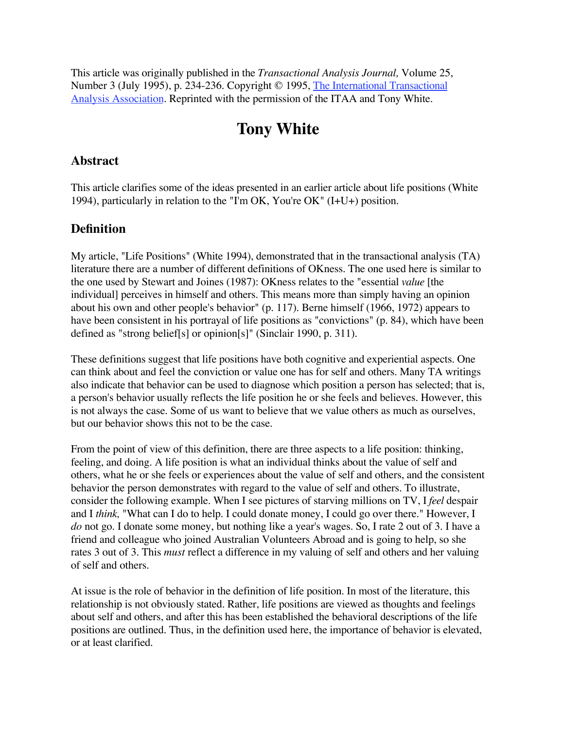This article was originally published in the *Transactional Analysis Journal,* Volume 25, Number 3 (July 1995), p. 234-236. Copyright © 1995, The International Transactional Analysis Association. Reprinted with the permission of the ITAA and Tony White.

# Tony White

## Abstract

This article clarifies some of the ideas presented in an earlier article about life positions (White 1994), particularly in relation to the "I'm OK, You're OK" (I+U+) position.

## Definition

My article, "Life Positions" (White 1994), demonstrated that in the transactional analysis (TA) literature there are a number of different definitions of OKness. The one used here is similar to the one used by Stewart and Joines (1987): OKness relates to the "essential *value* [the individual] perceives in himself and others. This means more than simply having an opinion about his own and other people's behavior" (p. 117). Berne himself (1966, 1972) appears to have been consistent in his portrayal of life positions as "convictions" (p. 84), which have been defined as "strong belief[s] or opinion[s]" (Sinclair 1990, p. 311).

These definitions suggest that life positions have both cognitive and experiential aspects. One can think about and feel the conviction or value one has for self and others. Many TA writings also indicate that behavior can be used to diagnose which position a person has selected; that is, a person's behavior usually reflects the life position he or she feels and believes. However, this is not always the case. Some of us want to believe that we value others as much as ourselves, but our behavior shows this not to be the case.

From the point of view of this definition, there are three aspects to a life position: thinking, feeling, and doing. A life position is what an individual thinks about the value of self and others, what he or she feels or experiences about the value of self and others, and the consistent behavior the person demonstrates with regard to the value of self and others. To illustrate, consider the following example. When I see pictures of starving millions on TV, I *feel* despair and I *think,* "What can I do to help. I could donate money, I could go over there." However, I *do* not go. I donate some money, but nothing like a year's wages. So, I rate 2 out of 3. I have a friend and colleague who joined Australian Volunteers Abroad and is going to help, so she rates 3 out of 3. This *must* reflect a difference in my valuing of self and others and her valuing of self and others.

At issue is the role of behavior in the definition of life position. In most of the literature, this relationship is not obviously stated. Rather, life positions are viewed as thoughts and feelings about self and others, and after this has been established the behavioral descriptions of the life positions are outlined. Thus, in the definition used here, the importance of behavior is elevated, or at least clarified.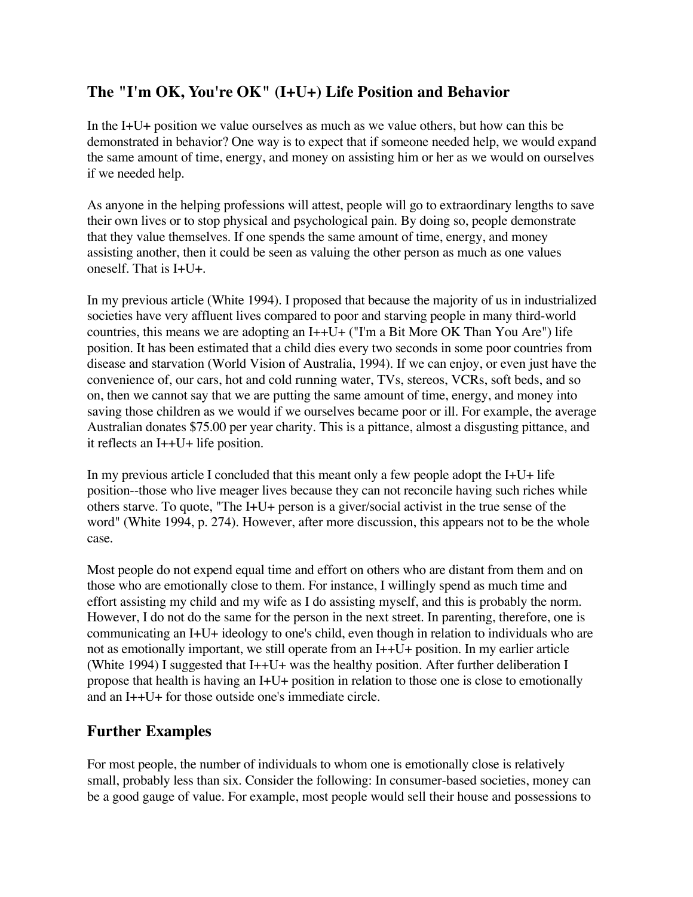## The "I'm OK, You're OK" (I+U+) Life Position and Behavior

In the I+U+ position we value ourselves as much as we value others, but how can this be demonstrated in behavior? One way is to expect that if someone needed help, we would expand the same amount of time, energy, and money on assisting him or her as we would on ourselves if we needed help.

As anyone in the helping professions will attest, people will go to extraordinary lengths to save their own lives or to stop physical and psychological pain. By doing so, people demonstrate that they value themselves. If one spends the same amount of time, energy, and money assisting another, then it could be seen as valuing the other person as much as one values oneself. That is I+U+.

In my previous article (White 1994). I proposed that because the majority of us in industrialized societies have very affluent lives compared to poor and starving people in many third-world countries, this means we are adopting an I++U+ ("I'm a Bit More OK Than You Are") life position. It has been estimated that a child dies every two seconds in some poor countries from disease and starvation (World Vision of Australia, 1994). If we can enjoy, or even just have the convenience of, our cars, hot and cold running water, TVs, stereos, VCRs, soft beds, and so on, then we cannot say that we are putting the same amount of time, energy, and money into saving those children as we would if we ourselves became poor or ill. For example, the average Australian donates $75.00 per year charity. This is a pittance, almost a disgusting pittance, and it reflects an I++U+ life position.

In my previous article I concluded that this meant only a few people adopt the I+U+ life position--those who live meager lives because they can not reconcile having such riches while others starve. To quote, "The I+U+ person is a giver/social activist in the true sense of the word" (White 1994, p. 274). However, after more discussion, this appears not to be the whole case.

Most people do not expend equal time and effort on others who are distant from them and on those who are emotionally close to them. For instance, I willingly spend as much time and effort assisting my child and my wife as I do assisting myself, and this is probably the norm. However, I do not do the same for the person in the next street. In parenting, therefore, one is communicating an I+U+ ideology to one's child, even though in relation to individuals who are not as emotionally important, we still operate from an I++U+ position. In my earlier article (White 1994) I suggested that I++U+ was the healthy position. After further deliberation I propose that health is having an I+U+ position in relation to those one is close to emotionally and an I++U+ for those outside one's immediate circle.

## Further Examples

For most people, the number of individuals to whom one is emotionally close is relatively small, probably less than six. Consider the following: In consumer-based societies, money can be a good gauge of value. For example, most people would sell their house and possessions to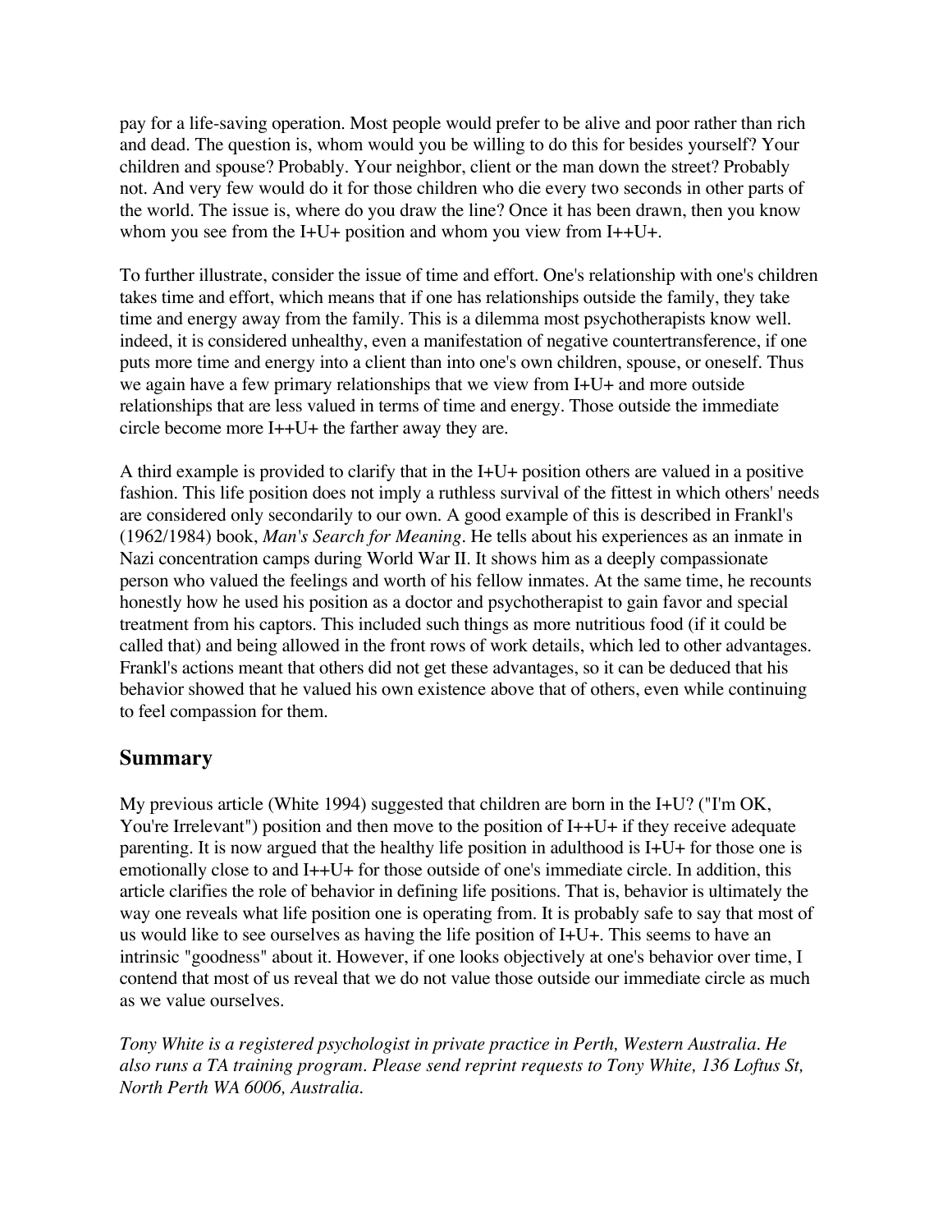pay for a life-saving operation. Most people would prefer to be alive and poor rather than rich and dead. The question is, whom would you be willing to do this for besides yourself? Your children and spouse? Probably. Your neighbor, client or the man down the street? Probably not. And very few would do it for those children who die every two seconds in other parts of the world. The issue is, where do you draw the line? Once it has been drawn, then you know whom you see from the I+U+ position and whom you view from I++U+.

To further illustrate, consider the issue of time and effort. One's relationship with one's children takes time and effort, which means that if one has relationships outside the family, they take time and energy away from the family. This is a dilemma most psychotherapists know well. indeed, it is considered unhealthy, even a manifestation of negative countertransference, if one puts more time and energy into a client than into one's own children, spouse, or oneself. Thus we again have a few primary relationships that we view from I+U+ and more outside relationships that are less valued in terms of time and energy. Those outside the immediate circle become more I++U+ the farther away they are.

A third example is provided to clarify that in the I+U+ position others are valued in a positive fashion. This life position does not imply a ruthless survival of the fittest in which others' needs are considered only secondarily to our own. A good example of this is described in Frankl's (1962/1984) book, *Man's Search for Meaning*. He tells about his experiences as an inmate in Nazi concentration camps during World War II. It shows him as a deeply compassionate person who valued the feelings and worth of his fellow inmates. At the same time, he recounts honestly how he used his position as a doctor and psychotherapist to gain favor and special treatment from his captors. This included such things as more nutritious food (if it could be called that) and being allowed in the front rows of work details, which led to other advantages. Frankl's actions meant that others did not get these advantages, so it can be deduced that his behavior showed that he valued his own existence above that of others, even while continuing to feel compassion for them.

## Summary

My previous article (White 1994) suggested that children are born in the I+U? ("I'm OK, You're Irrelevant") position and then move to the position of I++U+ if they receive adequate parenting. It is now argued that the healthy life position in adulthood is I+U+ for those one is emotionally close to and I++U+ for those outside of one's immediate circle. In addition, this article clarifies the role of behavior in defining life positions. That is, behavior is ultimately the way one reveals what life position one is operating from. It is probably safe to say that most of us would like to see ourselves as having the life position of I+U+. This seems to have an intrinsic "goodness" about it. However, if one looks objectively at one's behavior over time, I contend that most of us reveal that we do not value those outside our immediate circle as much as we value ourselves.

*Tony White is a registered psychologist in private practice in Perth, Western Australia. He also runs a TA training program. Please send reprint requests to Tony White, 136 Loftus St, North Perth WA 6006, Australia.*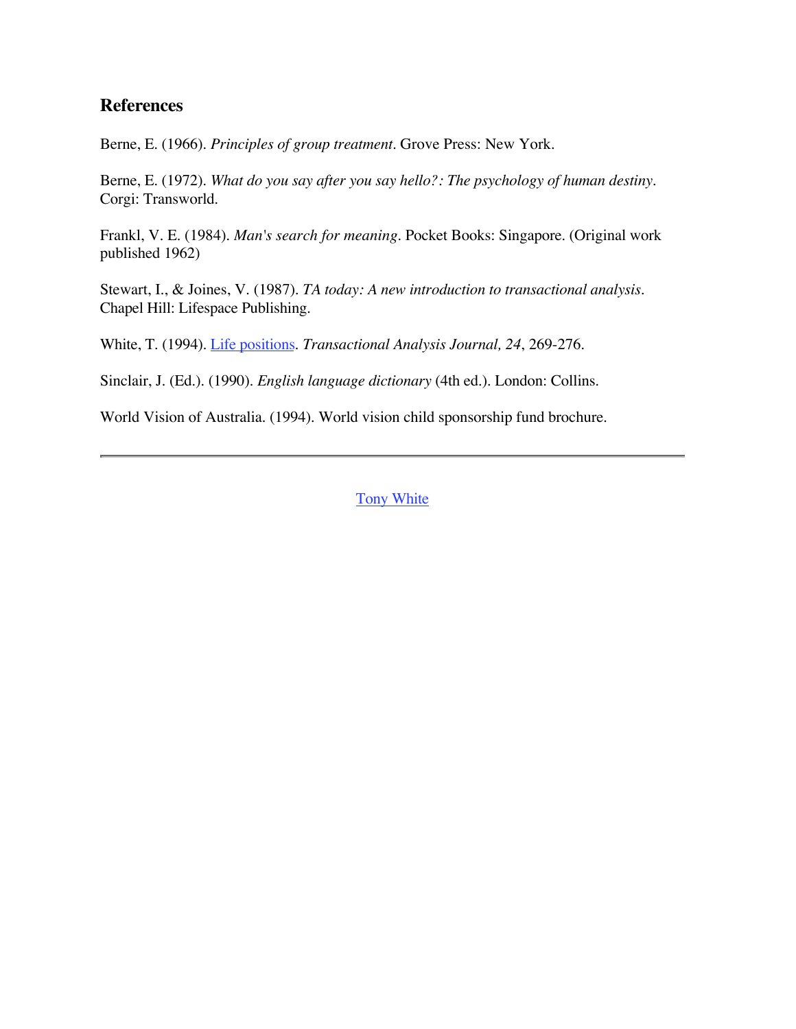## References

Berne, E. (1966). *Principles of group treatment*. Grove Press: New York.

Berne, E. (1972). *What do you say after you say hello?: The psychology of human destiny*. Corgi: Transworld.

Frankl, V. E. (1984). *Man's search for meaning*. Pocket Books: Singapore. (Original work published 1962)

Stewart, I., & Joines, V. (1987). *TA today: A new introduction to transactional analysis*. Chapel Hill: Lifespace Publishing.

White, T. (1994). Life positions. *Transactional Analysis Journal, 24*, 269-276.

Sinclair, J. (Ed.). (1990). *English language dictionary* (4th ed.). London: Collins.

World Vision of Australia. (1994). World vision child sponsorship fund brochure.

---

Tony White